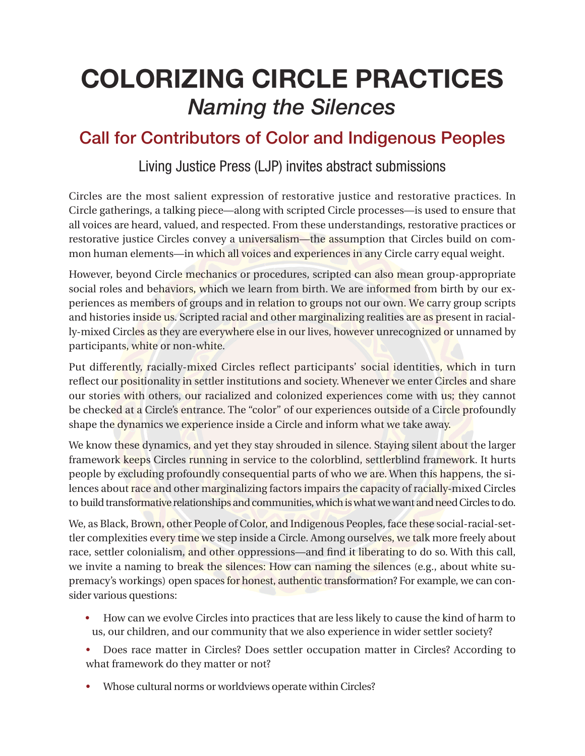# COLORIZING CIRCLE PRACTICES

## *Naming the Silences*

## Call for Contributors of Color and Indigenous Peoples

Living Justice Press (LJP) invites abstract submissions

Circles are the most salient expression of restorative justice and restorative practices. In Circle gatherings, a talking piece—along with scripted Circle processes—is used to ensure that all voices are heard, valued, and respected. From these understandings, restorative practices or restorative justice Circles convey a universalism—the assumption that Circles build on common human elements—in which all voices and experiences in any Circle carry equal weight.

However, beyond Circle mechanics or procedures, scripted can also mean group-appropriate social roles and behaviors, which we learn from birth. We are informed from birth by our experiences as members of groups and in relation to groups not our own. We carry group scripts and histories inside us. Scripted racial and other marginalizing realities are as present in racially-mixed Circles as they are everywhere else in our lives, however unrecognized or unnamed by participants, white or non-white.

Put differently, racially-mixed Circles reflect participants' social identities, which in turn reflect our positionality in settler institutions and society. Whenever we enter Circles and share our stories with others, our racialized and colonized experiences come with us; they cannot be checked at a Circle's entrance. The "color" of our experiences outside of a Circle profoundly shape the dynamics we experience inside a Circle and inform what we take away.

We know these dynamics, and yet they stay shrouded in silence. Staying silent about the larger framework keeps Circles running in service to the colorblind, settlerblind framework. It hurts people by excluding profoundly consequential parts of who we are. When this happens, the silences about race and other marginalizing factors impairs the capacity of racially-mixed Circles to build transformative relationships and communities, which is what we want and need Circles to do.

We, as Black, Brown, other People of Color, and Indigenous Peoples, face these social-racial-settler complexities every time we step inside a Circle. Among ourselves, we talk more freely about race, settler colonialism, and other oppressions—and find it liberating to do so. With this call, we invite a naming to break the silences: How can naming the silences (e.g., about white supremacy's workings) open spaces for honest, authentic transformation? For example, we can consider various questions:

- How can we evolve Circles into practices that are less likely to cause the kind of harm to us, our children, and our community that we also experience in wider settler society?
- Does race matter in Circles? Does settler occupation matter in Circles? According to what framework do they matter or not?
- Whose cultural norms or worldviews operate within Circles?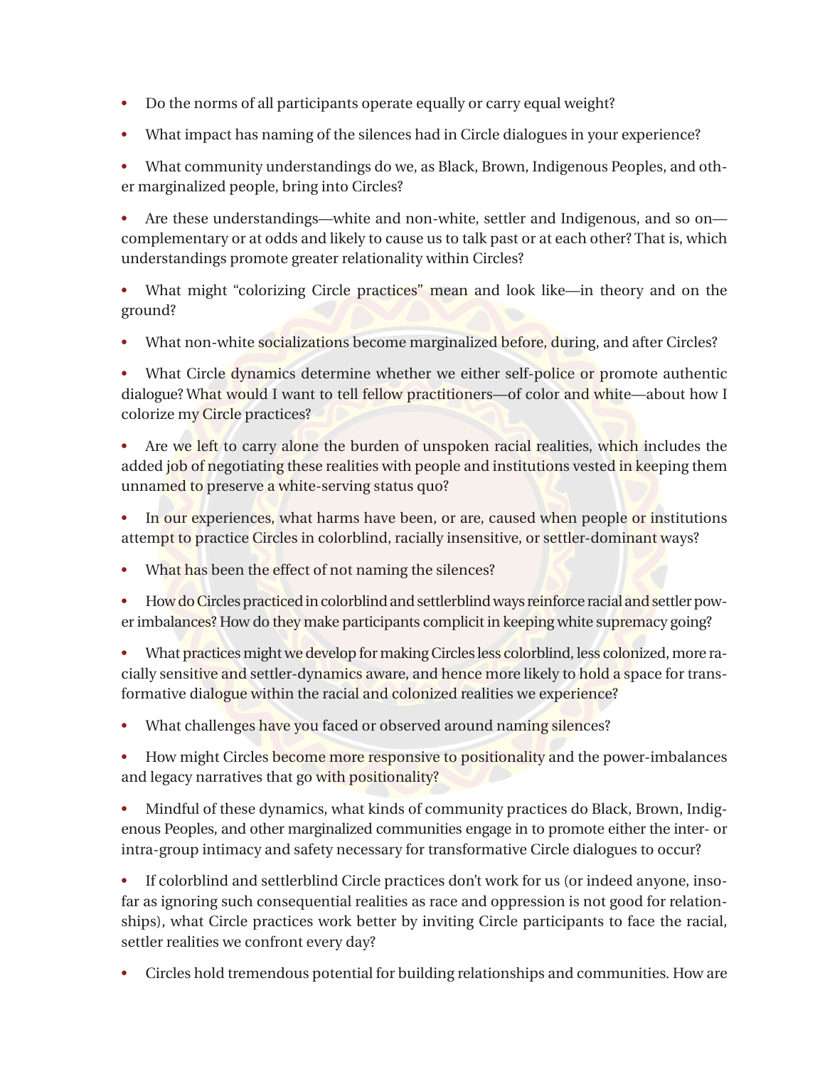- Do the norms of all participants operate equally or carry equal weight?
- What impact has naming of the silences had in Circle dialogues in your experience?
- What community understandings do we, as Black, Brown, Indigenous Peoples, and other marginalized people, bring into Circles?
- Are these understandings—white and non-white, settler and Indigenous, and so on—complementary or at odds and likely to cause us to talk past or at each other? That is, which understandings promote greater relationality within Circles?
- What might "colorizing Circle practices" mean and look like—in theory and on the ground?
- What non-white socializations become marginalized before, during, and after Circles?
- What Circle dynamics determine whether we either self-police or promote authentic dialogue? What would I want to tell fellow practitioners—of color and white—about how I colorize my Circle practices?
- Are we left to carry alone the burden of unspoken racial realities, which includes the added job of negotiating these realities with people and institutions vested in keeping them unnamed to preserve a white-serving status quo?
- In our experiences, what harms have been, or are, caused when people or institutions attempt to practice Circles in colorblind, racially insensitive, or settler-dominant ways?
- What has been the effect of not naming the silences?
- How do Circles practiced in colorblind and settlerblind ways reinforce racial and settler power imbalances? How do they make participants complicit in keeping white supremacy going?
- What practices might we develop for making Circles less colorblind, less colonized, more racially sensitive and settler-dynamics aware, and hence more likely to hold a space for transformative dialogue within the racial and colonized realities we experience?
- What challenges have you faced or observed around naming silences?
- How might Circles become more responsive to positionality and the power-imbalances and legacy narratives that go with positionality?
- Mindful of these dynamics, what kinds of community practices do Black, Brown, Indigenous Peoples, and other marginalized communities engage in to promote either the inter- or intra-group intimacy and safety necessary for transformative Circle dialogues to occur?
- If colorblind and settlerblind Circle practices don't work for us (or indeed anyone, insofar as ignoring such consequential realities as race and oppression is not good for relationships), what Circle practices work better by inviting Circle participants to face the racial, settler realities we confront every day?
- Circles hold tremendous potential for building relationships and communities. How are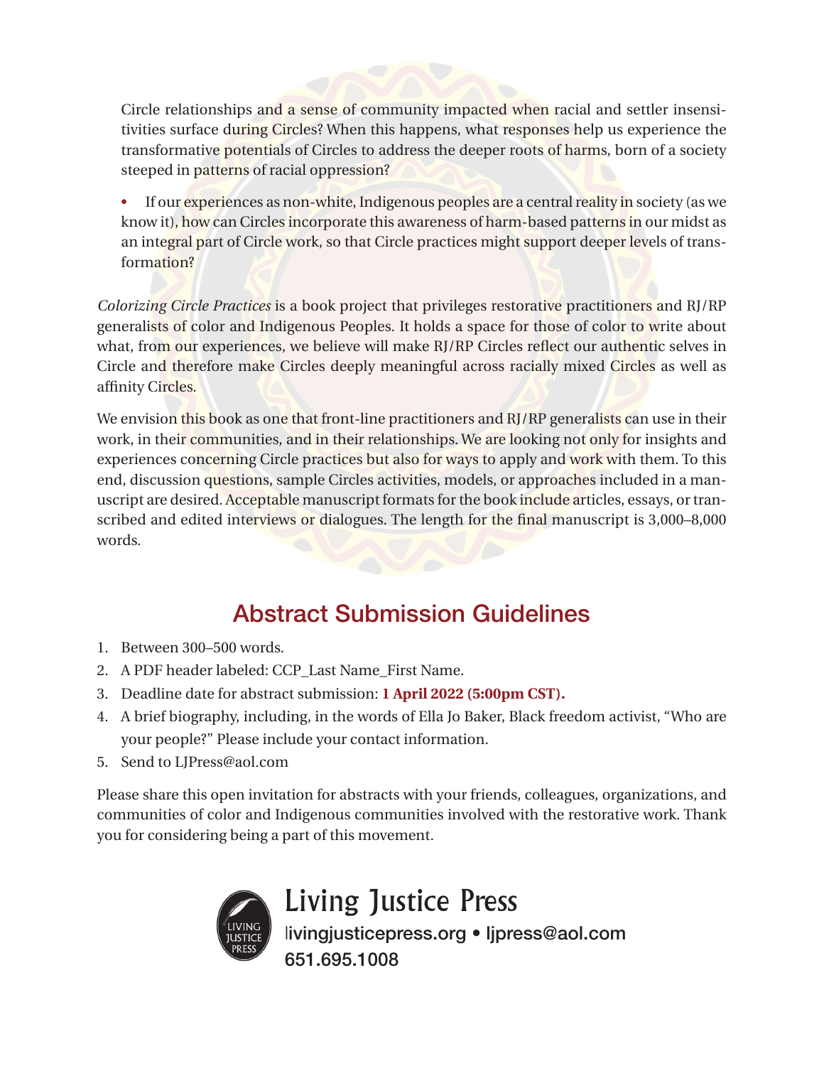Circle relationships and a sense of community impacted when racial and settler insensitivities surface during Circles? When this happens, what responses help us experience the transformative potentials of Circles to address the deeper roots of harms, born of a society steeped in patterns of racial oppression?

- If our experiences as non-white, Indigenous peoples are a central reality in society (as we know it), how can Circles incorporate this awareness of harm-based patterns in our midst as an integral part of Circle work, so that Circle practices might support deeper levels of transformation?

*Colorizing Circle Practices* is a book project that privileges restorative practitioners and RJ/RP generalists of color and Indigenous Peoples. It holds a space for those of color to write about what, from our experiences, we believe will make RJ/RP Circles reflect our authentic selves in Circle and therefore make Circles deeply meaningful across racially mixed Circles as well as affinity Circles.

We envision this book as one that front-line practitioners and RJ/RP generalists can use in their work, in their communities, and in their relationships. We are looking not only for insights and experiences concerning Circle practices but also for ways to apply and work with them. To this end, discussion questions, sample Circles activities, models, or approaches included in a manuscript are desired. Acceptable manuscript formats for the book include articles, essays, or transcribed and edited interviews or dialogues. The length for the final manuscript is 3,000–8,000 words.

## Abstract Submission Guidelines

1. Between 300–500 words.
2. A PDF header labeled: CCP_Last Name_First Name.
3. Deadline date for abstract submission: **1 April 2022 (5:00pm CST).**
4. A brief biography, including, in the words of Ella Jo Baker, Black freedom activist, "Who are your people?" Please include your contact information.
5. Send to LJPress@aol.com

Please share this open invitation for abstracts with your friends, colleagues, organizations, and communities of color and Indigenous communities involved with the restorative work. Thank you for considering being a part of this movement.

LIVING JUSTICE PRESS

Living Justice Press

livingjusticepress.org • ljpress@aol.com

651.695.1008